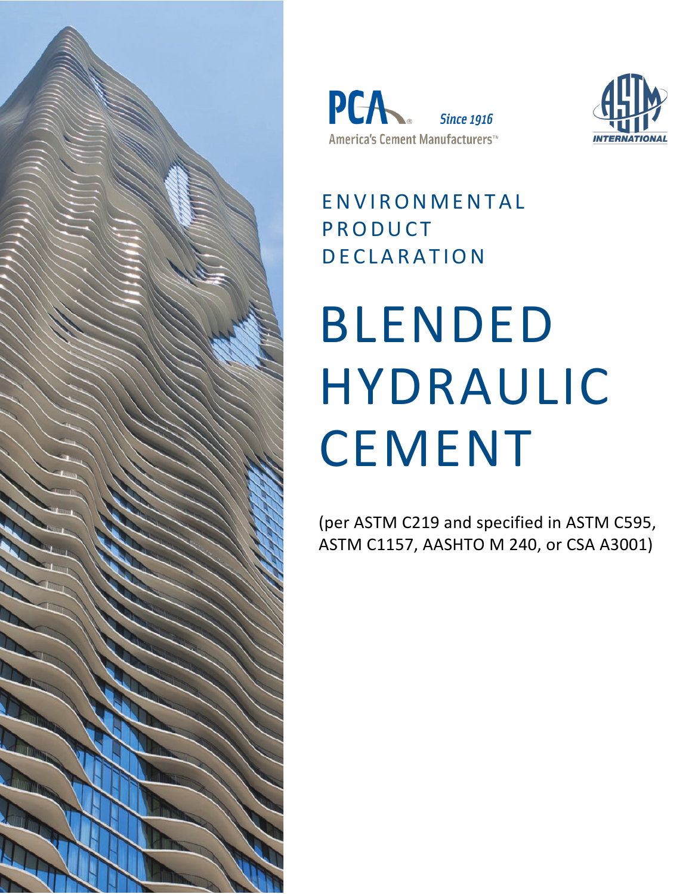PCA Since 1916

America's Cement Manufacturers™

ASTM INTERNATIONAL

# ENVIRONMENTAL PRODUCT DECLARATION

# BLENDED HYDRAULIC CEMENT

(per ASTM C219 and specified in ASTM C595, ASTM C1157, AASHTO M 240, or CSA A3001)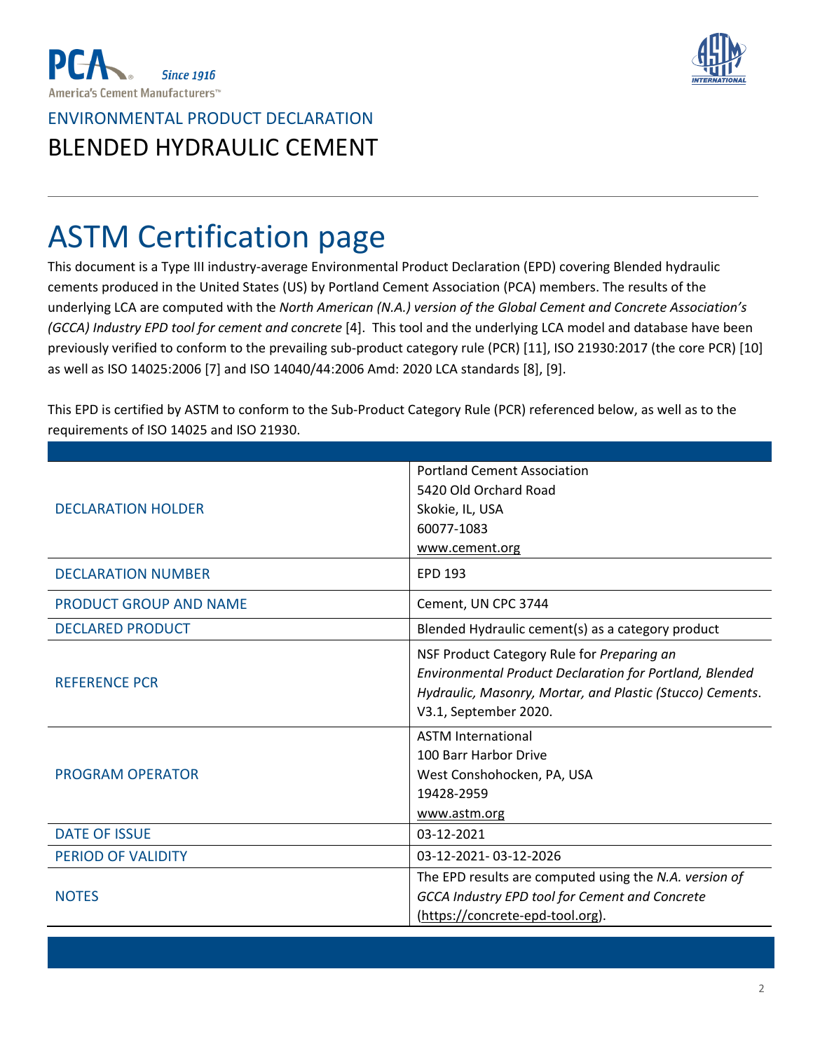ENVIRONMENTAL PRODUCT DECLARATION

BLENDED HYDRAULIC CEMENT

# ASTM Certification page

This document is a Type III industry-average Environmental Product Declaration (EPD) covering Blended hydraulic cements produced in the United States (US) by Portland Cement Association (PCA) members. The results of the underlying LCA are computed with the *North American (N.A.) version of the Global Cement and Concrete Association's (GCCA) Industry EPD tool for cement and concrete* [4]. This tool and the underlying LCA model and database have been previously verified to conform to the prevailing sub-product category rule (PCR) [11], ISO 21930:2017 (the core PCR) [10] as well as ISO 14025:2006 [7] and ISO 14040/44:2006 Amd: 2020 LCA standards [8], [9].

This EPD is certified by ASTM to conform to the Sub-Product Category Rule (PCR) referenced below, as well as to the requirements of ISO 14025 and ISO 21930.

| | |
|---|---|
| DECLARATION HOLDER | Portland Cement Association<br>5420 Old Orchard Road<br>Skokie, IL, USA<br>60077-1083<br>www.cement.org |
| DECLARATION NUMBER | EPD 193 |
| PRODUCT GROUP AND NAME | Cement, UN CPC 3744 |
| DECLARED PRODUCT | Blended Hydraulic cement(s) as a category product |
| REFERENCE PCR | NSF Product Category Rule for *Preparing an Environmental Product Declaration for Portland, Blended Hydraulic, Masonry, Mortar, and Plastic (Stucco) Cements*. V3.1, September 2020. |
| PROGRAM OPERATOR | ASTM International<br>100 Barr Harbor Drive<br>West Conshohocken, PA, USA<br>19428-2959<br>www.astm.org |
| DATE OF ISSUE | 03-12-2021 |
| PERIOD OF VALIDITY | 03-12-2021- 03-12-2026 |
| NOTES | The EPD results are computed using the *N.A. version of GCCA Industry EPD tool for Cement and Concrete* (https://concrete-epd-tool.org). |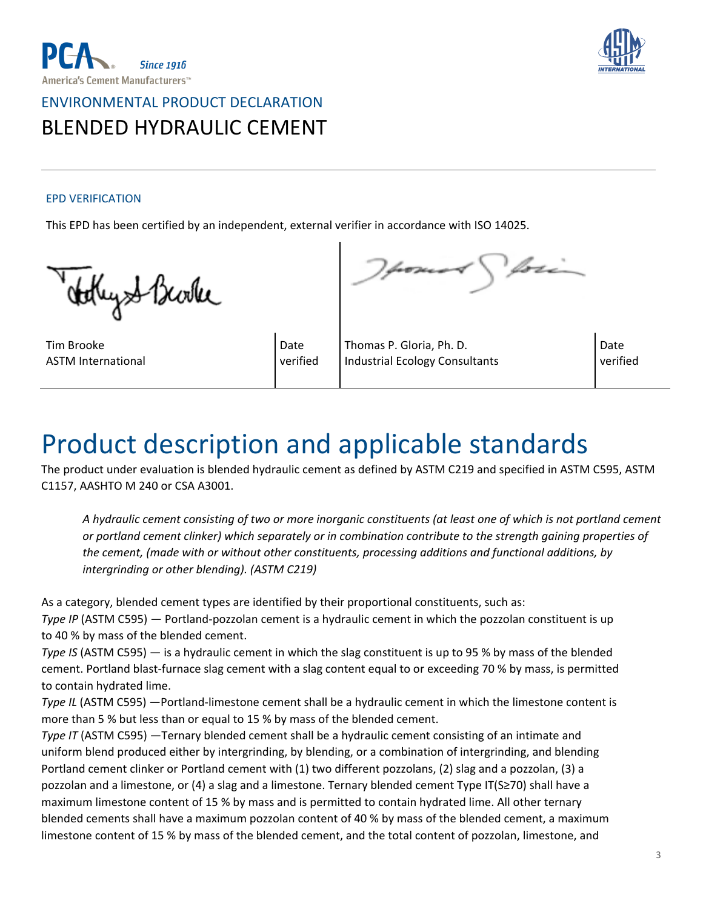ENVIRONMENTAL PRODUCT DECLARATION

# BLENDED HYDRAULIC CEMENT

---

EPD VERIFICATION

This EPD has been certified by an independent, external verifier in accordance with ISO 14025.

| Tim Brooke<br>ASTM International | Date verified | Thomas P. Gloria, Ph. D.<br>Industrial Ecology Consultants | Date verified |
| --- | --- | --- | --- |

# Product description and applicable standards

The product under evaluation is blended hydraulic cement as defined by ASTM C219 and specified in ASTM C595, ASTM C1157, AASHTO M 240 or CSA A3001.

> *A hydraulic cement consisting of two or more inorganic constituents (at least one of which is not portland cement or portland cement clinker) which separately or in combination contribute to the strength gaining properties of the cement, (made with or without other constituents, processing additions and functional additions, by intergrinding or other blending). (ASTM C219)*

As a category, blended cement types are identified by their proportional constituents, such as:

*Type IP* (ASTM C595) — Portland-pozzolan cement is a hydraulic cement in which the pozzolan constituent is up to 40 % by mass of the blended cement.

*Type IS* (ASTM C595) — is a hydraulic cement in which the slag constituent is up to 95 % by mass of the blended cement. Portland blast-furnace slag cement with a slag content equal to or exceeding 70 % by mass, is permitted to contain hydrated lime.

*Type IL* (ASTM C595) —Portland-limestone cement shall be a hydraulic cement in which the limestone content is more than 5 % but less than or equal to 15 % by mass of the blended cement.

*Type IT* (ASTM C595) —Ternary blended cement shall be a hydraulic cement consisting of an intimate and uniform blend produced either by intergrinding, by blending, or a combination of intergrinding, and blending Portland cement clinker or Portland cement with (1) two different pozzolans, (2) slag and a pozzolan, (3) a pozzolan and a limestone, or (4) a slag and a limestone. Ternary blended cement Type IT(S≥70) shall have a maximum limestone content of 15 % by mass and is permitted to contain hydrated lime. All other ternary blended cements shall have a maximum pozzolan content of 40 % by mass of the blended cement, a maximum limestone content of 15 % by mass of the blended cement, and the total content of pozzolan, limestone, and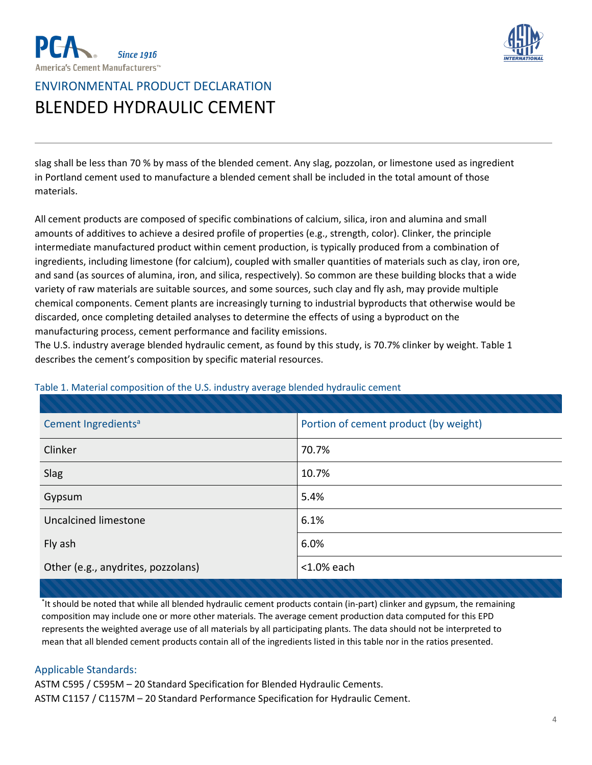slag shall be less than 70 % by mass of the blended cement. Any slag, pozzolan, or limestone used as ingredient in Portland cement used to manufacture a blended cement shall be included in the total amount of those materials.

All cement products are composed of specific combinations of calcium, silica, iron and alumina and small amounts of additives to achieve a desired profile of properties (e.g., strength, color). Clinker, the principle intermediate manufactured product within cement production, is typically produced from a combination of ingredients, including limestone (for calcium), coupled with smaller quantities of materials such as clay, iron ore, and sand (as sources of alumina, iron, and silica, respectively). So common are these building blocks that a wide variety of raw materials are suitable sources, and some sources, such clay and fly ash, may provide multiple chemical components. Cement plants are increasingly turning to industrial byproducts that otherwise would be discarded, once completing detailed analyses to determine the effects of using a byproduct on the manufacturing process, cement performance and facility emissions.
The U.S. industry average blended hydraulic cement, as found by this study, is 70.7% clinker by weight. Table 1 describes the cement's composition by specific material resources.

Table 1. Material composition of the U.S. industry average blended hydraulic cement

| Cement Ingredients[a] | Portion of cement product (by weight) |
|---|---|
| Clinker | 70.7% |
| Slag | 10.7% |
| Gypsum | 5.4% |
| Uncalcined limestone | 6.1% |
| Fly ash | 6.0% |
| Other (e.g., anydrites, pozzolans) | <1.0% each |

[a]It should be noted that while all blended hydraulic cement products contain (in-part) clinker and gypsum, the remaining composition may include one or more other materials. The average cement production data computed for this EPD represents the weighted average use of all materials by all participating plants. The data should not be interpreted to mean that all blended cement products contain all of the ingredients listed in this table nor in the ratios presented.

### Applicable Standards:

ASTM C595 / C595M – 20 Standard Specification for Blended Hydraulic Cements.
ASTM C1157 / C1157M – 20 Standard Performance Specification for Hydraulic Cement.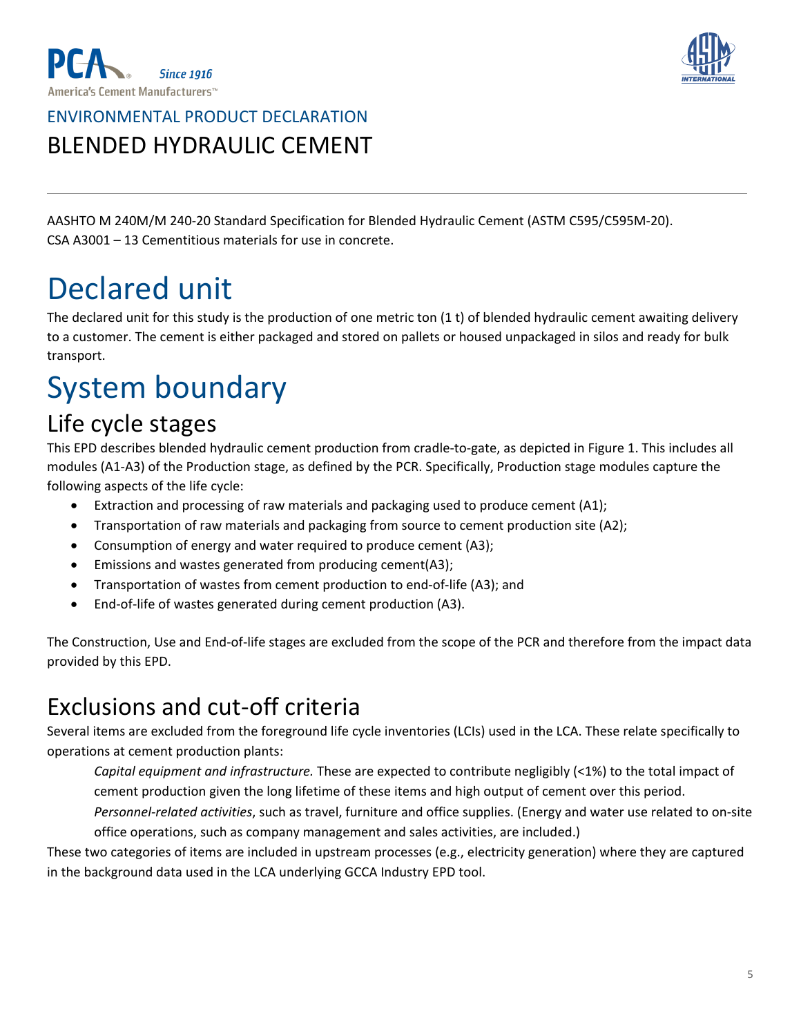ENVIRONMENTAL PRODUCT DECLARATION

BLENDED HYDRAULIC CEMENT

AASHTO M 240M/M 240-20 Standard Specification for Blended Hydraulic Cement (ASTM C595/C595M-20).
CSA A3001 – 13 Cementitious materials for use in concrete.

# Declared unit

The declared unit for this study is the production of one metric ton (1 t) of blended hydraulic cement awaiting delivery to a customer. The cement is either packaged and stored on pallets or housed unpackaged in silos and ready for bulk transport.

# System boundary

## Life cycle stages

This EPD describes blended hydraulic cement production from cradle-to-gate, as depicted in Figure 1. This includes all modules (A1-A3) of the Production stage, as defined by the PCR. Specifically, Production stage modules capture the following aspects of the life cycle:

- Extraction and processing of raw materials and packaging used to produce cement (A1);
- Transportation of raw materials and packaging from source to cement production site (A2);
- Consumption of energy and water required to produce cement (A3);
- Emissions and wastes generated from producing cement(A3);
- Transportation of wastes from cement production to end-of-life (A3); and
- End-of-life of wastes generated during cement production (A3).

The Construction, Use and End-of-life stages are excluded from the scope of the PCR and therefore from the impact data provided by this EPD.

## Exclusions and cut-off criteria

Several items are excluded from the foreground life cycle inventories (LCIs) used in the LCA. These relate specifically to operations at cement production plants:

*Capital equipment and infrastructure.* These are expected to contribute negligibly (<1%) to the total impact of cement production given the long lifetime of these items and high output of cement over this period.

*Personnel-related activities*, such as travel, furniture and office supplies. (Energy and water use related to on-site office operations, such as company management and sales activities, are included.)

These two categories of items are included in upstream processes (e.g., electricity generation) where they are captured in the background data used in the LCA underlying GCCA Industry EPD tool.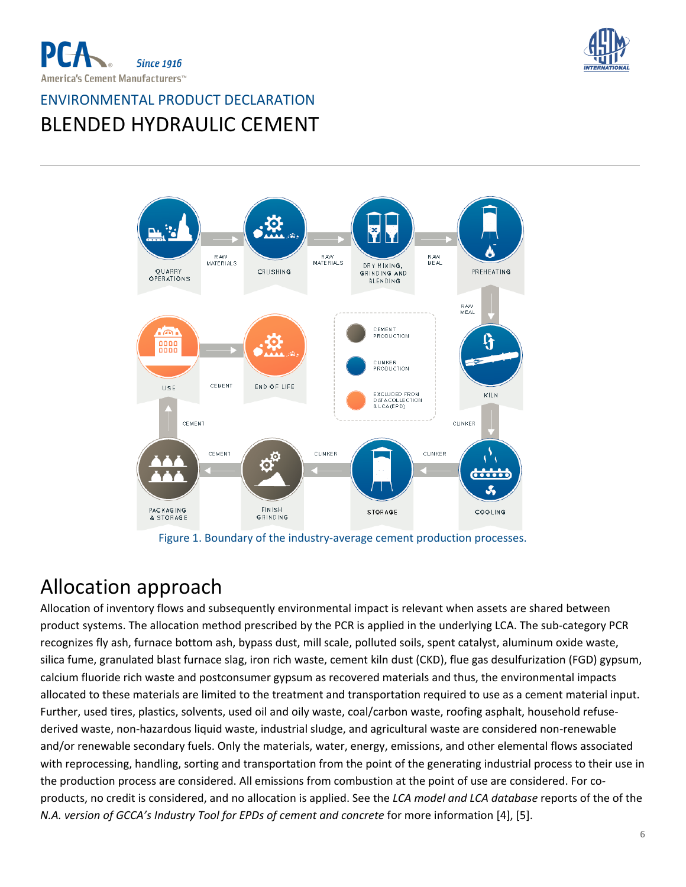Figure 1. Boundary of the industry-average cement production processes.

## Allocation approach

Allocation of inventory flows and subsequently environmental impact is relevant when assets are shared between product systems. The allocation method prescribed by the PCR is applied in the underlying LCA. The sub-category PCR recognizes fly ash, furnace bottom ash, bypass dust, mill scale, polluted soils, spent catalyst, aluminum oxide waste, silica fume, granulated blast furnace slag, iron rich waste, cement kiln dust (CKD), flue gas desulfurization (FGD) gypsum, calcium fluoride rich waste and postconsumer gypsum as recovered materials and thus, the environmental impacts allocated to these materials are limited to the treatment and transportation required to use as a cement material input. Further, used tires, plastics, solvents, used oil and oily waste, coal/carbon waste, roofing asphalt, household refuse-derived waste, non-hazardous liquid waste, industrial sludge, and agricultural waste are considered non-renewable and/or renewable secondary fuels. Only the materials, water, energy, emissions, and other elemental flows associated with reprocessing, handling, sorting and transportation from the point of the generating industrial process to their use in the production process are considered. All emissions from combustion at the point of use are considered. For co-products, no credit is considered, and no allocation is applied. See the *LCA model and LCA database* reports of the of the *N.A. version of GCCA's Industry Tool for EPDs of cement and concrete* for more information [4], [5].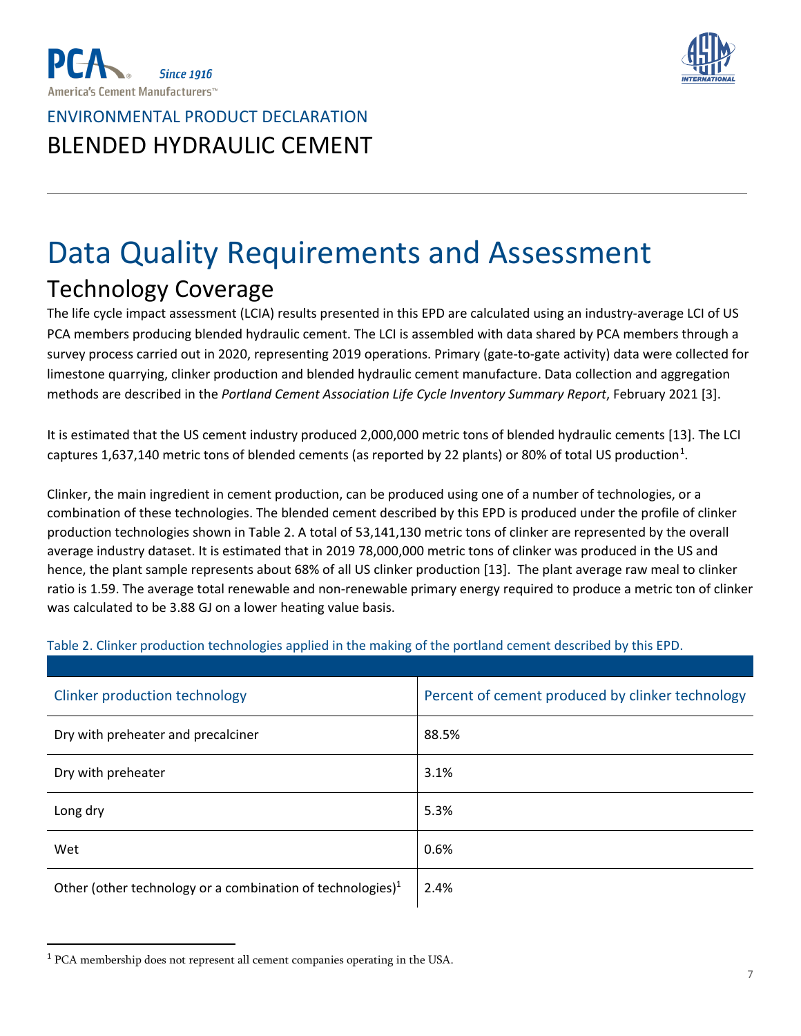# Data Quality Requirements and Assessment

## Technology Coverage

The life cycle impact assessment (LCIA) results presented in this EPD are calculated using an industry-average LCI of US PCA members producing blended hydraulic cement. The LCI is assembled with data shared by PCA members through a survey process carried out in 2020, representing 2019 operations. Primary (gate-to-gate activity) data were collected for limestone quarrying, clinker production and blended hydraulic cement manufacture. Data collection and aggregation methods are described in the *Portland Cement Association Life Cycle Inventory Summary Report*, February 2021 [3].

It is estimated that the US cement industry produced 2,000,000 metric tons of blended hydraulic cements [13]. The LCI captures 1,637,140 metric tons of blended cements (as reported by 22 plants) or 80% of total US production[1].

Clinker, the main ingredient in cement production, can be produced using one of a number of technologies, or a combination of these technologies. The blended cement described by this EPD is produced under the profile of clinker production technologies shown in Table 2. A total of 53,141,130 metric tons of clinker are represented by the overall average industry dataset. It is estimated that in 2019 78,000,000 metric tons of clinker was produced in the US and hence, the plant sample represents about 68% of all US clinker production [13]. The plant average raw meal to clinker ratio is 1.59. The average total renewable and non-renewable primary energy required to produce a metric ton of clinker was calculated to be 3.88 GJ on a lower heating value basis.

Table 2. Clinker production technologies applied in the making of the portland cement described by this EPD.

| Clinker production technology | Percent of cement produced by clinker technology |
| --- | --- |
| Dry with preheater and precalciner | 88.5% |
| Dry with preheater | 3.1% |
| Long dry | 5.3% |
| Wet | 0.6% |
| Other (other technology or a combination of technologies)[1] | 2.4% |

[1] PCA membership does not represent all cement companies operating in the USA.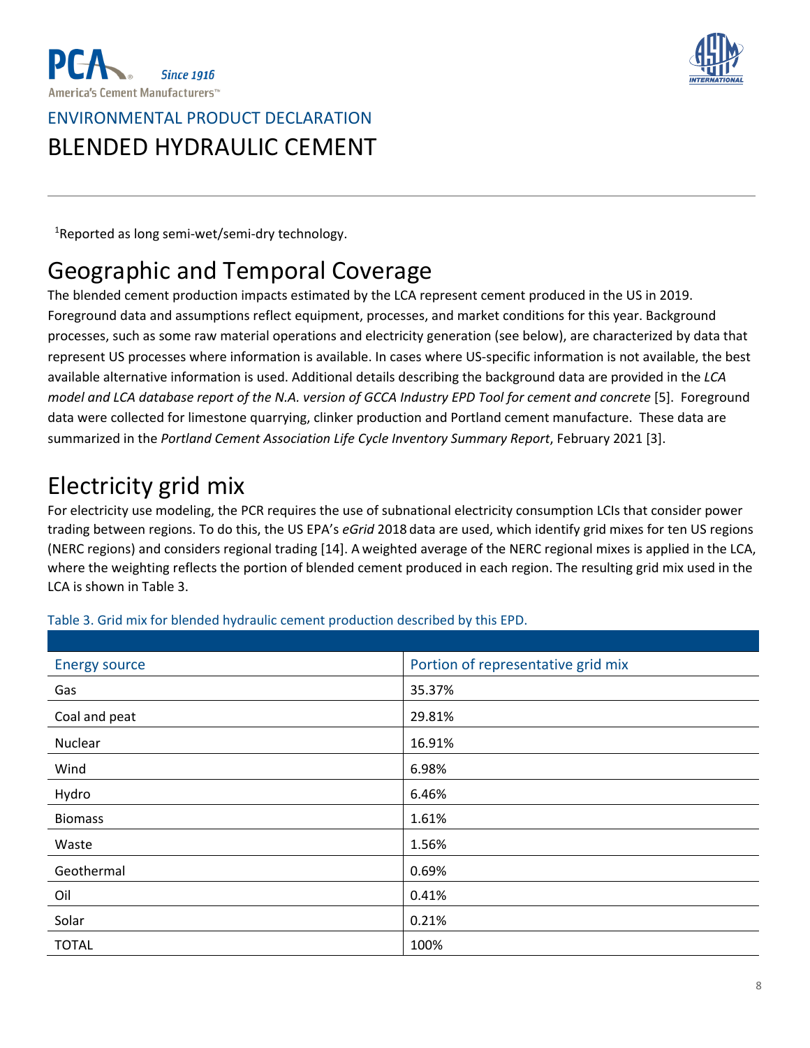[1]Reported as long semi-wet/semi-dry technology.

## Geographic and Temporal Coverage

The blended cement production impacts estimated by the LCA represent cement produced in the US in 2019. Foreground data and assumptions reflect equipment, processes, and market conditions for this year. Background processes, such as some raw material operations and electricity generation (see below), are characterized by data that represent US processes where information is available. In cases where US-specific information is not available, the best available alternative information is used. Additional details describing the background data are provided in the *LCA model and LCA database report of the N.A. version of GCCA Industry EPD Tool for cement and concrete* [5]. Foreground data were collected for limestone quarrying, clinker production and Portland cement manufacture. These data are summarized in the *Portland Cement Association Life Cycle Inventory Summary Report*, February 2021 [3].

## Electricity grid mix

For electricity use modeling, the PCR requires the use of subnational electricity consumption LCIs that consider power trading between regions. To do this, the US EPA's *eGrid* 2018 data are used, which identify grid mixes for ten US regions (NERC regions) and considers regional trading [14]. A weighted average of the NERC regional mixes is applied in the LCA, where the weighting reflects the portion of blended cement produced in each region. The resulting grid mix used in the LCA is shown in Table 3.

Table 3. Grid mix for blended hydraulic cement production described by this EPD.

| Energy source | Portion of representative grid mix |
|---|---|
| Gas | 35.37% |
| Coal and peat | 29.81% |
| Nuclear | 16.91% |
| Wind | 6.98% |
| Hydro | 6.46% |
| Biomass | 1.61% |
| Waste | 1.56% |
| Geothermal | 0.69% |
| Oil | 0.41% |
| Solar | 0.21% |
| TOTAL | 100% |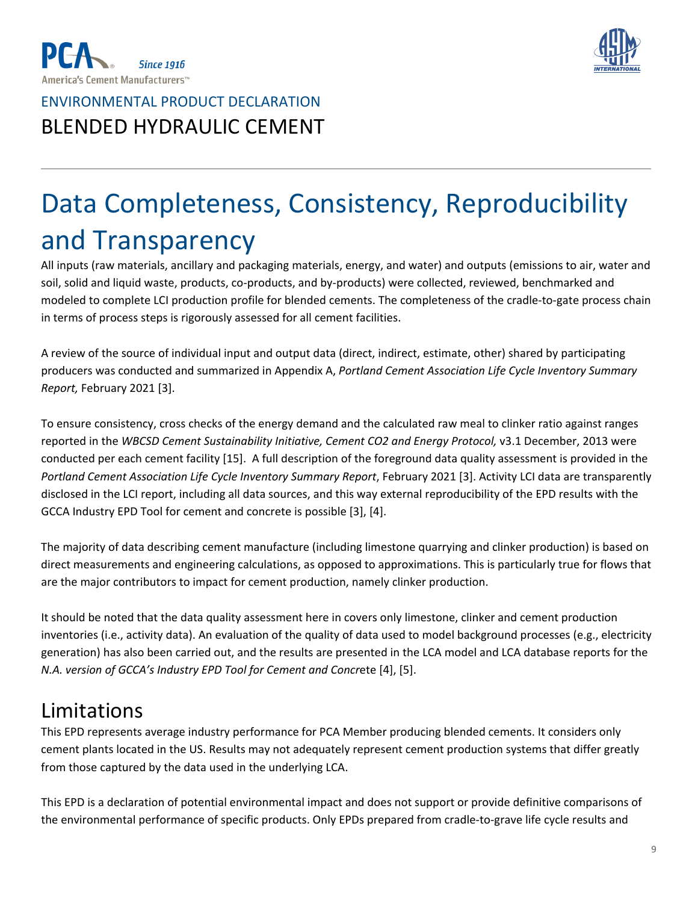# Data Completeness, Consistency, Reproducibility and Transparency

All inputs (raw materials, ancillary and packaging materials, energy, and water) and outputs (emissions to air, water and soil, solid and liquid waste, products, co-products, and by-products) were collected, reviewed, benchmarked and modeled to complete LCI production profile for blended cements. The completeness of the cradle-to-gate process chain in terms of process steps is rigorously assessed for all cement facilities.

A review of the source of individual input and output data (direct, indirect, estimate, other) shared by participating producers was conducted and summarized in Appendix A, *Portland Cement Association Life Cycle Inventory Summary Report,* February 2021 [3].

To ensure consistency, cross checks of the energy demand and the calculated raw meal to clinker ratio against ranges reported in the *WBCSD Cement Sustainability Initiative, Cement CO2 and Energy Protocol,* v3.1 December, 2013 were conducted per each cement facility [15]. A full description of the foreground data quality assessment is provided in the *Portland Cement Association Life Cycle Inventory Summary Report*, February 2021 [3]. Activity LCI data are transparently disclosed in the LCI report, including all data sources, and this way external reproducibility of the EPD results with the GCCA Industry EPD Tool for cement and concrete is possible [3], [4].

The majority of data describing cement manufacture (including limestone quarrying and clinker production) is based on direct measurements and engineering calculations, as opposed to approximations. This is particularly true for flows that are the major contributors to impact for cement production, namely clinker production.

It should be noted that the data quality assessment here in covers only limestone, clinker and cement production inventories (i.e., activity data). An evaluation of the quality of data used to model background processes (e.g., electricity generation) has also been carried out, and the results are presented in the LCA model and LCA database reports for the *N.A. version of GCCA's Industry EPD Tool for Cement and Concre*te [4], [5].

## Limitations

This EPD represents average industry performance for PCA Member producing blended cements. It considers only cement plants located in the US. Results may not adequately represent cement production systems that differ greatly from those captured by the data used in the underlying LCA.

This EPD is a declaration of potential environmental impact and does not support or provide definitive comparisons of the environmental performance of specific products. Only EPDs prepared from cradle-to-grave life cycle results and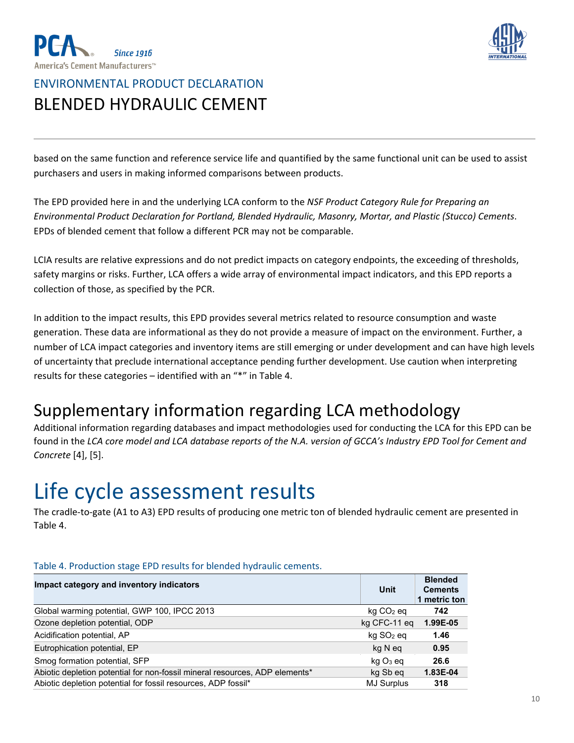based on the same function and reference service life and quantified by the same functional unit can be used to assist purchasers and users in making informed comparisons between products.

The EPD provided here in and the underlying LCA conform to the *NSF Product Category Rule for Preparing an Environmental Product Declaration for Portland, Blended Hydraulic, Masonry, Mortar, and Plastic (Stucco) Cements*. EPDs of blended cement that follow a different PCR may not be comparable.

LCIA results are relative expressions and do not predict impacts on category endpoints, the exceeding of thresholds, safety margins or risks. Further, LCA offers a wide array of environmental impact indicators, and this EPD reports a collection of those, as specified by the PCR.

In addition to the impact results, this EPD provides several metrics related to resource consumption and waste generation. These data are informational as they do not provide a measure of impact on the environment. Further, a number of LCA impact categories and inventory items are still emerging or under development and can have high levels of uncertainty that preclude international acceptance pending further development. Use caution when interpreting results for these categories – identified with an "*" in Table 4.

## Supplementary information regarding LCA methodology

Additional information regarding databases and impact methodologies used for conducting the LCA for this EPD can be found in the *LCA core model and LCA database reports of the N.A. version of GCCA's Industry EPD Tool for Cement and Concrete* [4], [5].

# Life cycle assessment results

The cradle-to-gate (A1 to A3) EPD results of producing one metric ton of blended hydraulic cement are presented in Table 4.

Table 4. Production stage EPD results for blended hydraulic cements.

| Impact category and inventory indicators | Unit | Blended Cements 1 metric ton |
|---|---|---|
| Global warming potential, GWP 100, IPCC 2013 | kg $CO_2$ eq | **742** |
| Ozone depletion potential, ODP | kg CFC-11 eq | **1.99E-05** |
| Acidification potential, AP | kg $SO_2$ eq | **1.46** |
| Eutrophication potential, EP | kg N eq | **0.95** |
| Smog formation potential, SFP | kg $O_3$ eq | **26.6** |
| Abiotic depletion potential for non-fossil mineral resources, ADP elements* | kg Sb eq | **1.83E-04** |
| Abiotic depletion potential for fossil resources, ADP fossil* | MJ Surplus | **318** |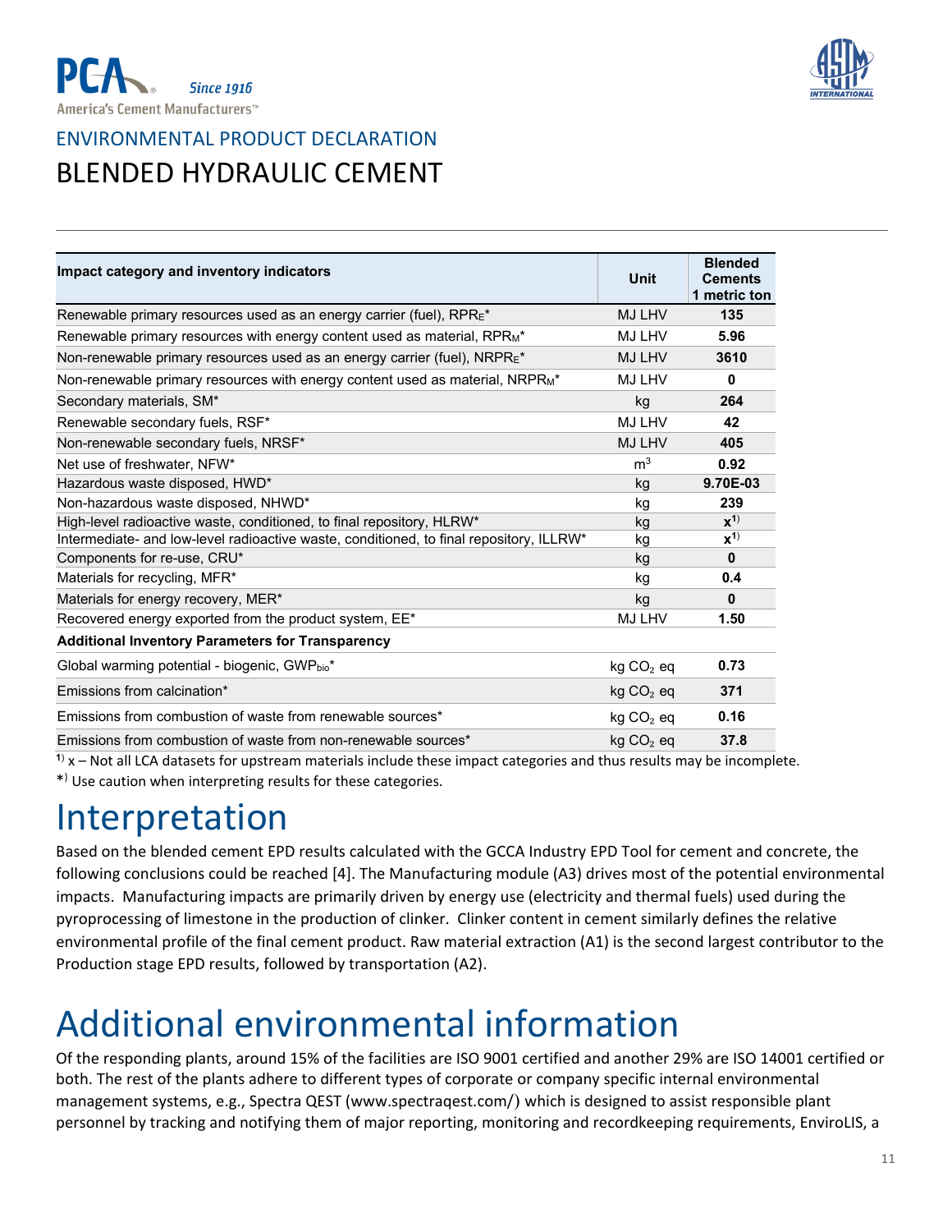ENVIRONMENTAL PRODUCT DECLARATION

# BLENDED HYDRAULIC CEMENT

| Impact category and inventory indicators | Unit | Blended Cements 1 metric ton |
|---|---|---|
| Renewable primary resources used as an energy carrier (fuel), $RPR_E$* | MJ LHV | 135 |
| Renewable primary resources with energy content used as material, $RPR_M$* | MJ LHV | 5.96 |
| Non-renewable primary resources used as an energy carrier (fuel), $NRPR_E$* | MJ LHV | 3610 |
| Non-renewable primary resources with energy content used as material, $NRPR_M$* | MJ LHV | 0 |
| Secondary materials, SM* | kg | 264 |
| Renewable secondary fuels, RSF* | MJ LHV | 42 |
| Non-renewable secondary fuels, NRSF* | MJ LHV | 405 |
| Net use of freshwater, NFW* | $m^3$ | 0.92 |
| Hazardous waste disposed, HWD* | kg | 9.70E-03 |
| Non-hazardous waste disposed, NHWD* | kg | 239 |
| High-level radioactive waste, conditioned, to final repository, HLRW* | kg | x[1] |
| Intermediate- and low-level radioactive waste, conditioned, to final repository, ILLRW* | kg | x[1] |
| Components for re-use, CRU* | kg | 0 |
| Materials for recycling, MFR* | kg | 0.4 |
| Materials for energy recovery, MER* | kg | 0 |
| Recovered energy exported from the product system, EE* | MJ LHV | 1.50 |
| **Additional Inventory Parameters for Transparency** | | |
| Global warming potential - biogenic, $GWP_{bio}$* | kg $CO_2$ eq | 0.73 |
| Emissions from calcination* | kg $CO_2$ eq | 371 |
| Emissions from combustion of waste from renewable sources* | kg $CO_2$ eq | 0.16 |
| Emissions from combustion of waste from non-renewable sources* | kg $CO_2$ eq | 37.8 |

[1] x – Not all LCA datasets for upstream materials include these impact categories and thus results may be incomplete.

*) Use caution when interpreting results for these categories.

# Interpretation

Based on the blended cement EPD results calculated with the GCCA Industry EPD Tool for cement and concrete, the following conclusions could be reached [4]. The Manufacturing module (A3) drives most of the potential environmental impacts. Manufacturing impacts are primarily driven by energy use (electricity and thermal fuels) used during the pyroprocessing of limestone in the production of clinker. Clinker content in cement similarly defines the relative environmental profile of the final cement product. Raw material extraction (A1) is the second largest contributor to the Production stage EPD results, followed by transportation (A2).

# Additional environmental information

Of the responding plants, around 15% of the facilities are ISO 9001 certified and another 29% are ISO 14001 certified or both. The rest of the plants adhere to different types of corporate or company specific internal environmental management systems, e.g., Spectra QEST (www.spectraqest.com/) which is designed to assist responsible plant personnel by tracking and notifying them of major reporting, monitoring and recordkeeping requirements, EnviroLIS, a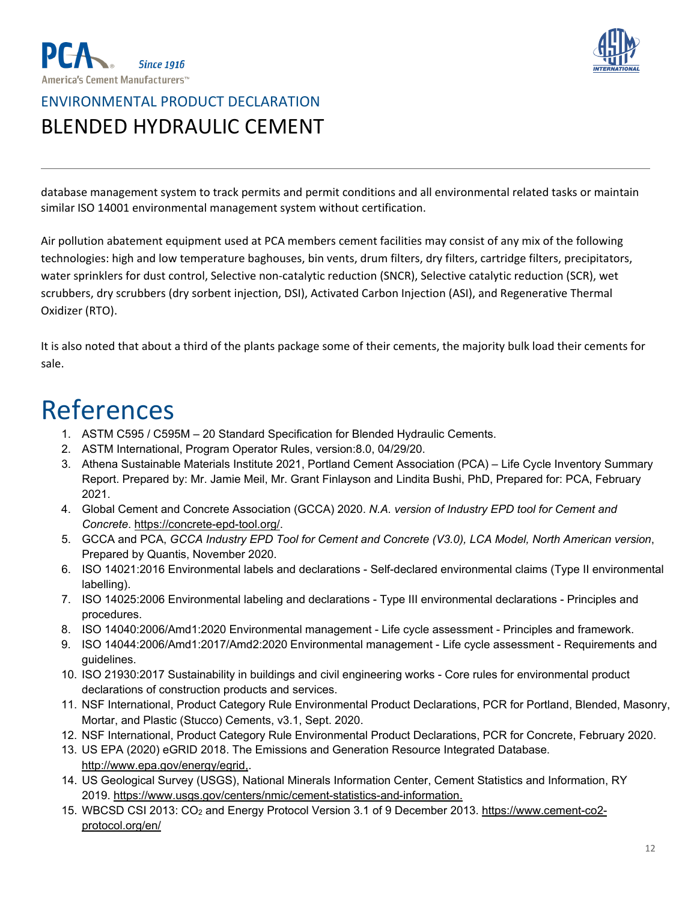database management system to track permits and permit conditions and all environmental related tasks or maintain similar ISO 14001 environmental management system without certification.

Air pollution abatement equipment used at PCA members cement facilities may consist of any mix of the following technologies: high and low temperature baghouses, bin vents, drum filters, dry filters, cartridge filters, precipitators, water sprinklers for dust control, Selective non-catalytic reduction (SNCR), Selective catalytic reduction (SCR), wet scrubbers, dry scrubbers (dry sorbent injection, DSI), Activated Carbon Injection (ASI), and Regenerative Thermal Oxidizer (RTO).

It is also noted that about a third of the plants package some of their cements, the majority bulk load their cements for sale.

# References

1. ASTM C595 / C595M – 20 Standard Specification for Blended Hydraulic Cements.
2. ASTM International, Program Operator Rules, version:8.0, 04/29/20.
3. Athena Sustainable Materials Institute 2021, Portland Cement Association (PCA) – Life Cycle Inventory Summary Report. Prepared by: Mr. Jamie Meil, Mr. Grant Finlayson and Lindita Bushi, PhD, Prepared for: PCA, February 2021.
4. Global Cement and Concrete Association (GCCA) 2020. *N.A. version of Industry EPD tool for Cement and Concrete*. https://concrete-epd-tool.org/.
5. GCCA and PCA, *GCCA Industry EPD Tool for Cement and Concrete (V3.0), LCA Model, North American version*, Prepared by Quantis, November 2020.
6. ISO 14021:2016 Environmental labels and declarations - Self-declared environmental claims (Type II environmental labelling).
7. ISO 14025:2006 Environmental labeling and declarations - Type III environmental declarations - Principles and procedures.
8. ISO 14040:2006/Amd1:2020 Environmental management - Life cycle assessment - Principles and framework.
9. ISO 14044:2006/Amd1:2017/Amd2:2020 Environmental management - Life cycle assessment - Requirements and guidelines.
10. ISO 21930:2017 Sustainability in buildings and civil engineering works - Core rules for environmental product declarations of construction products and services.
11. NSF International, Product Category Rule Environmental Product Declarations, PCR for Portland, Blended, Masonry, Mortar, and Plastic (Stucco) Cements, v3.1, Sept. 2020.
12. NSF International, Product Category Rule Environmental Product Declarations, PCR for Concrete, February 2020.
13. US EPA (2020) eGRID 2018. The Emissions and Generation Resource Integrated Database. http://www.epa.gov/energy/egrid,.
14. US Geological Survey (USGS), National Minerals Information Center, Cement Statistics and Information, RY 2019. https://www.usgs.gov/centers/nmic/cement-statistics-and-information.
15. WBCSD CSI 2013: $CO_2$ and Energy Protocol Version 3.1 of 9 December 2013. https://www.cement-co2-protocol.org/en/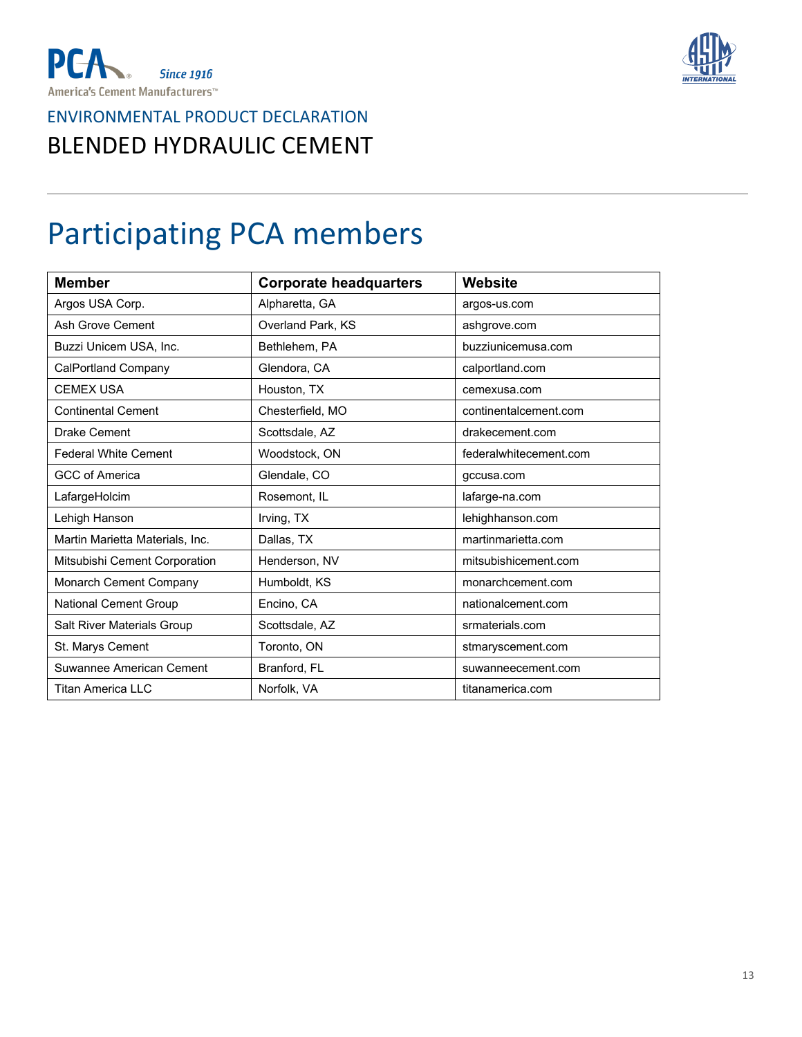# Participating PCA members

| Member | Corporate headquarters | Website |
|---|---|---|
| Argos USA Corp. | Alpharetta, GA | argos-us.com |
| Ash Grove Cement | Overland Park, KS | ashgrove.com |
| Buzzi Unicem USA, Inc. | Bethlehem, PA | buzziunicemusa.com |
| CalPortland Company | Glendora, CA | calportland.com |
| CEMEX USA | Houston, TX | cemexusa.com |
| Continental Cement | Chesterfield, MO | continentalcement.com |
| Drake Cement | Scottsdale, AZ | drakecement.com |
| Federal White Cement | Woodstock, ON | federalwhitecement.com |
| GCC of America | Glendale, CO | gccusa.com |
| LafargeHolcim | Rosemont, IL | lafarge-na.com |
| Lehigh Hanson | Irving, TX | lehighhanson.com |
| Martin Marietta Materials, Inc. | Dallas, TX | martinmarietta.com |
| Mitsubishi Cement Corporation | Henderson, NV | mitsubishicement.com |
| Monarch Cement Company | Humboldt, KS | monarchcement.com |
| National Cement Group | Encino, CA | nationalcement.com |
| Salt River Materials Group | Scottsdale, AZ | srmaterials.com |
| St. Marys Cement | Toronto, ON | stmaryscement.com |
| Suwannee American Cement | Branford, FL | suwanneecement.com |
| Titan America LLC | Norfolk, VA | titanamerica.com |